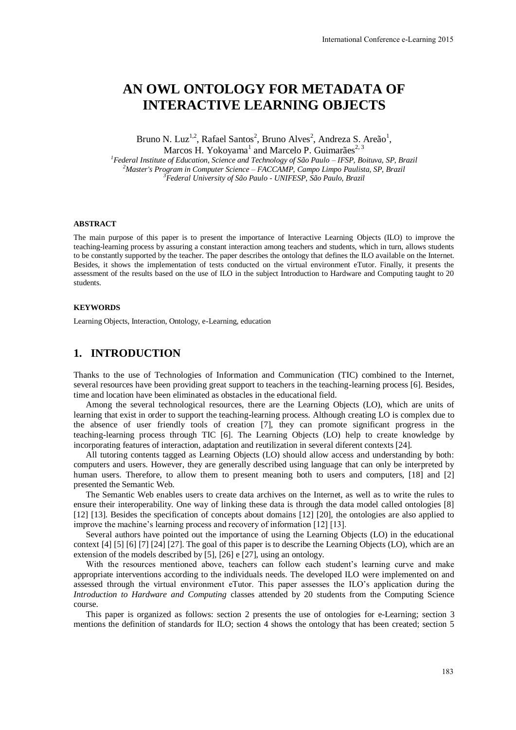# AN OWL ONTOLOGY FOR METADATA OF INTERACTIVE LEARNING OBJECTS

Bruno N. Luz[1,2], Rafael Santos[2], Bruno Alves[2], Andreza S. Areão[1], Marcos H. Yokoyama[1] and Marcelo P. Guimarães[2, 3]

[1]*Federal Institute of Education, Science and Technology of São Paulo – IFSP, Boituva, SP, Brazil*
[2]*Master's Program in Computer Science – FACCAMP, Campo Limpo Paulista, SP, Brazil*
[3]*Federal University of São Paulo - UNIFESP, São Paulo, Brazil*

#### ABSTRACT

The main purpose of this paper is to present the importance of Interactive Learning Objects (ILO) to improve the teaching-learning process by assuring a constant interaction among teachers and students, which in turn, allows students to be constantly supported by the teacher. The paper describes the ontology that defines the ILO available on the Internet. Besides, it shows the implementation of tests conducted on the virtual environment eTutor. Finally, it presents the assessment of the results based on the use of ILO in the subject Introduction to Hardware and Computing taught to 20 students.

#### KEYWORDS

Learning Objects, Interaction, Ontology, e-Learning, education

## 1. INTRODUCTION

Thanks to the use of Technologies of Information and Communication (TIC) combined to the Internet, several resources have been providing great support to teachers in the teaching-learning process [6]. Besides, time and location have been eliminated as obstacles in the educational field.

Among the several technological resources, there are the Learning Objects (LO), which are units of learning that exist in order to support the teaching-learning process. Although creating LO is complex due to the absence of user friendly tools of creation [7], they can promote significant progress in the teaching-learning process through TIC [6]. The Learning Objects (LO) help to create knowledge by incorporating features of interaction, adaptation and reutilization in several diferent contexts [24].

All tutoring contents tagged as Learning Objects (LO) should allow access and understanding by both: computers and users. However, they are generally described using language that can only be interpreted by human users. Therefore, to allow them to present meaning both to users and computers, [18] and [2] presented the Semantic Web.

The Semantic Web enables users to create data archives on the Internet, as well as to write the rules to ensure their interoperability. One way of linking these data is through the data model called ontologies [8] [12] [13]. Besides the specification of concepts about domains [12] [20], the ontologies are also applied to improve the machine's learning process and recovery of information [12] [13].

Several authors have pointed out the importance of using the Learning Objects (LO) in the educational context [4] [5] [6] [7] [24] [27]. The goal of this paper is to describe the Learning Objects (LO), which are an extension of the models described by [5], [26] e [27], using an ontology.

With the resources mentioned above, teachers can follow each student's learning curve and make appropriate interventions according to the individuals needs. The developed ILO were implemented on and assessed through the virtual environment eTutor. This paper assesses the ILO's application during the *Introduction to Hardware and Computing* classes attended by 20 students from the Computing Science course.

This paper is organized as follows: section 2 presents the use of ontologies for e-Learning; section 3 mentions the definition of standards for ILO; section 4 shows the ontology that has been created; section 5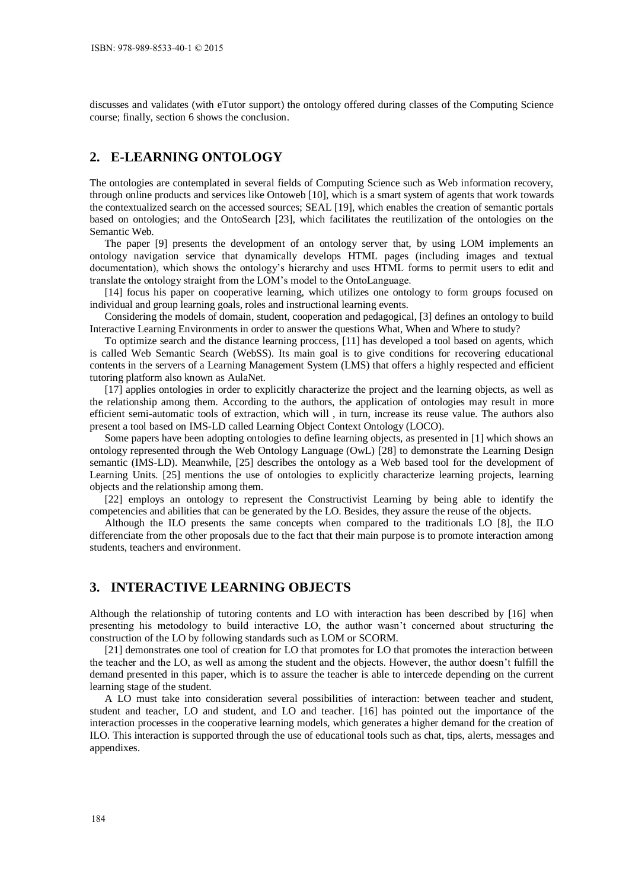discusses and validates (with eTutor support) the ontology offered during classes of the Computing Science course; finally, section 6 shows the conclusion.

## 2. E-LEARNING ONTOLOGY

The ontologies are contemplated in several fields of Computing Science such as Web information recovery, through online products and services like Ontoweb [10], which is a smart system of agents that work towards the contextualized search on the accessed sources; SEAL [19], which enables the creation of semantic portals based on ontologies; and the OntoSearch [23], which facilitates the reutilization of the ontologies on the Semantic Web.

The paper [9] presents the development of an ontology server that, by using LOM implements an ontology navigation service that dynamically develops HTML pages (including images and textual documentation), which shows the ontology's hierarchy and uses HTML forms to permit users to edit and translate the ontology straight from the LOM's model to the OntoLanguage.

[14] focus his paper on cooperative learning, which utilizes one ontology to form groups focused on individual and group learning goals, roles and instructional learning events.

Considering the models of domain, student, cooperation and pedagogical, [3] defines an ontology to build Interactive Learning Environments in order to answer the questions What, When and Where to study?

To optimize search and the distance learning proccess, [11] has developed a tool based on agents, which is called Web Semantic Search (WebSS). Its main goal is to give conditions for recovering educational contents in the servers of a Learning Management System (LMS) that offers a highly respected and efficient tutoring platform also known as AulaNet.

[17] applies ontologies in order to explicitly characterize the project and the learning objects, as well as the relationship among them. According to the authors, the application of ontologies may result in more efficient semi-automatic tools of extraction, which will , in turn, increase its reuse value. The authors also present a tool based on IMS-LD called Learning Object Context Ontology (LOCO).

Some papers have been adopting ontologies to define learning objects, as presented in [1] which shows an ontology represented through the Web Ontology Language (OwL) [28] to demonstrate the Learning Design semantic (IMS-LD). Meanwhile, [25] describes the ontology as a Web based tool for the development of Learning Units. [25] mentions the use of ontologies to explicitly characterize learning projects, learning objects and the relationship among them.

[22] employs an ontology to represent the Constructivist Learning by being able to identify the competencies and abilities that can be generated by the LO. Besides, they assure the reuse of the objects.

Although the ILO presents the same concepts when compared to the traditionals LO [8], the ILO differenciate from the other proposals due to the fact that their main purpose is to promote interaction among students, teachers and environment.

## 3. INTERACTIVE LEARNING OBJECTS

Although the relationship of tutoring contents and LO with interaction has been described by [16] when presenting his metodology to build interactive LO, the author wasn't concerned about structuring the construction of the LO by following standards such as LOM or SCORM.

[21] demonstrates one tool of creation for LO that promotes for LO that promotes the interaction between the teacher and the LO, as well as among the student and the objects. However, the author doesn't fulfill the demand presented in this paper, which is to assure the teacher is able to intercede depending on the current learning stage of the student.

A LO must take into consideration several possibilities of interaction: between teacher and student, student and teacher, LO and student, and LO and teacher. [16] has pointed out the importance of the interaction processes in the cooperative learning models, which generates a higher demand for the creation of ILO. This interaction is supported through the use of educational tools such as chat, tips, alerts, messages and appendixes.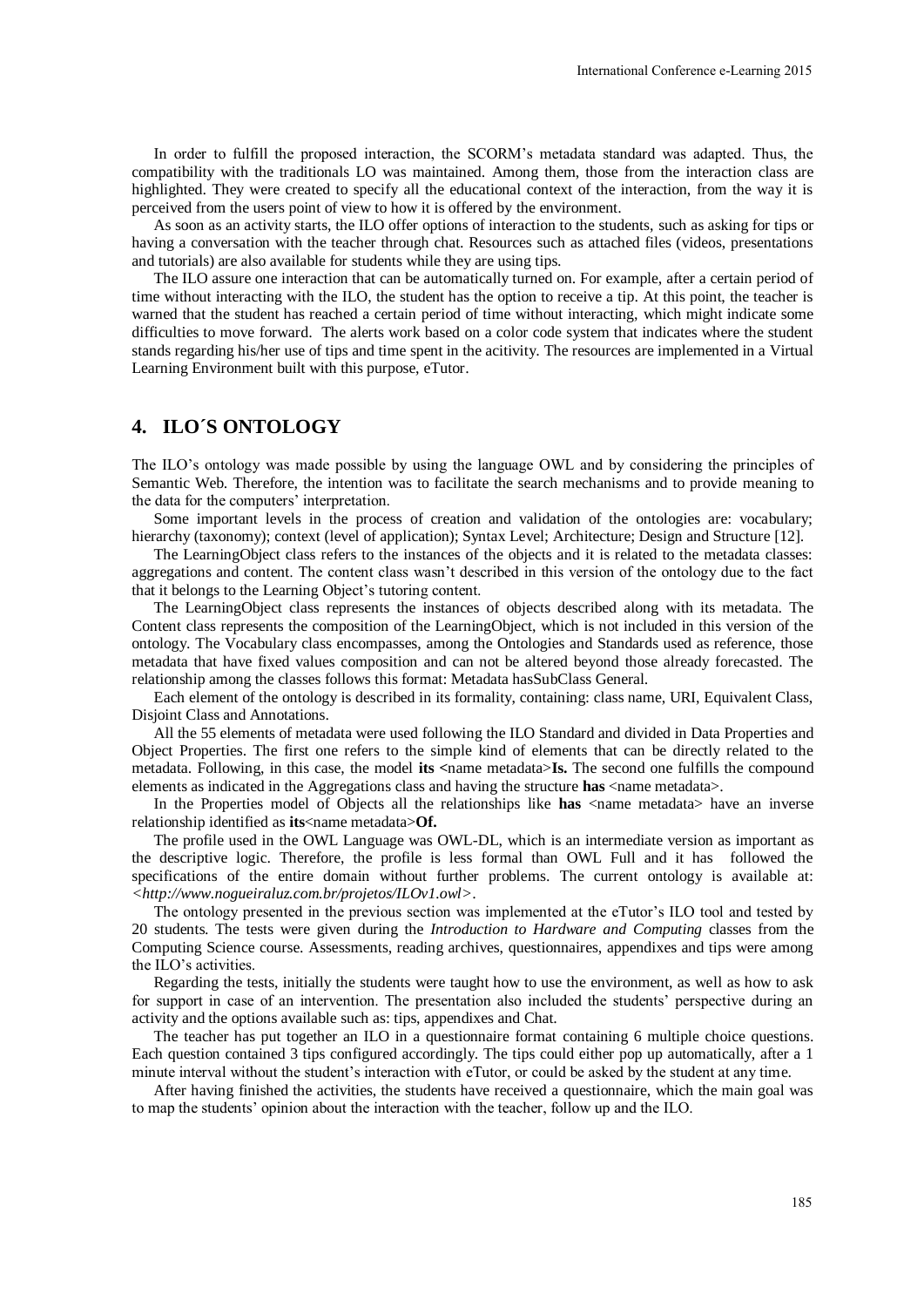In order to fulfill the proposed interaction, the SCORM's metadata standard was adapted. Thus, the compatibility with the traditionals LO was maintained. Among them, those from the interaction class are highlighted. They were created to specify all the educational context of the interaction, from the way it is perceived from the users point of view to how it is offered by the environment.

As soon as an activity starts, the ILO offer options of interaction to the students, such as asking for tips or having a conversation with the teacher through chat. Resources such as attached files (videos, presentations and tutorials) are also available for students while they are using tips.

The ILO assure one interaction that can be automatically turned on. For example, after a certain period of time without interacting with the ILO, the student has the option to receive a tip. At this point, the teacher is warned that the student has reached a certain period of time without interacting, which might indicate some difficulties to move forward. The alerts work based on a color code system that indicates where the student stands regarding his/her use of tips and time spent in the acitivity. The resources are implemented in a Virtual Learning Environment built with this purpose, eTutor.

## 4. ILO´S ONTOLOGY

The ILO's ontology was made possible by using the language OWL and by considering the principles of Semantic Web. Therefore, the intention was to facilitate the search mechanisms and to provide meaning to the data for the computers' interpretation.

Some important levels in the process of creation and validation of the ontologies are: vocabulary; hierarchy (taxonomy); context (level of application); Syntax Level; Architecture; Design and Structure [12].

The LearningObject class refers to the instances of the objects and it is related to the metadata classes: aggregations and content. The content class wasn't described in this version of the ontology due to the fact that it belongs to the Learning Object's tutoring content.

The LearningObject class represents the instances of objects described along with its metadata. The Content class represents the composition of the LearningObject, which is not included in this version of the ontology. The Vocabulary class encompasses, among the Ontologies and Standards used as reference, those metadata that have fixed values composition and can not be altered beyond those already forecasted. The relationship among the classes follows this format: Metadata hasSubClass General.

Each element of the ontology is described in its formality, containing: class name, URI, Equivalent Class, Disjoint Class and Annotations.

All the 55 elements of metadata were used following the ILO Standard and divided in Data Properties and Object Properties. The first one refers to the simple kind of elements that can be directly related to the metadata. Following, in this case, the model **its <**name metadata>**Is.** The second one fulfills the compound elements as indicated in the Aggregations class and having the structure **has** <name metadata>.

In the Properties model of Objects all the relationships like **has** <name metadata> have an inverse relationship identified as **its**<name metadata>**Of.**

The profile used in the OWL Language was OWL-DL, which is an intermediate version as important as the descriptive logic. Therefore, the profile is less formal than OWL Full and it has followed the specifications of the entire domain without further problems. The current ontology is available at: *<http://www.nogueiraluz.com.br/projetos/ILOv1.owl>*.

The ontology presented in the previous section was implemented at the eTutor's ILO tool and tested by 20 students. The tests were given during the *Introduction to Hardware and Computing* classes from the Computing Science course. Assessments, reading archives, questionnaires, appendixes and tips were among the ILO's activities.

Regarding the tests, initially the students were taught how to use the environment, as well as how to ask for support in case of an intervention. The presentation also included the students' perspective during an activity and the options available such as: tips, appendixes and Chat.

The teacher has put together an ILO in a questionnaire format containing 6 multiple choice questions. Each question contained 3 tips configured accordingly. The tips could either pop up automatically, after a 1 minute interval without the student's interaction with eTutor, or could be asked by the student at any time.

After having finished the activities, the students have received a questionnaire, which the main goal was to map the students' opinion about the interaction with the teacher, follow up and the ILO.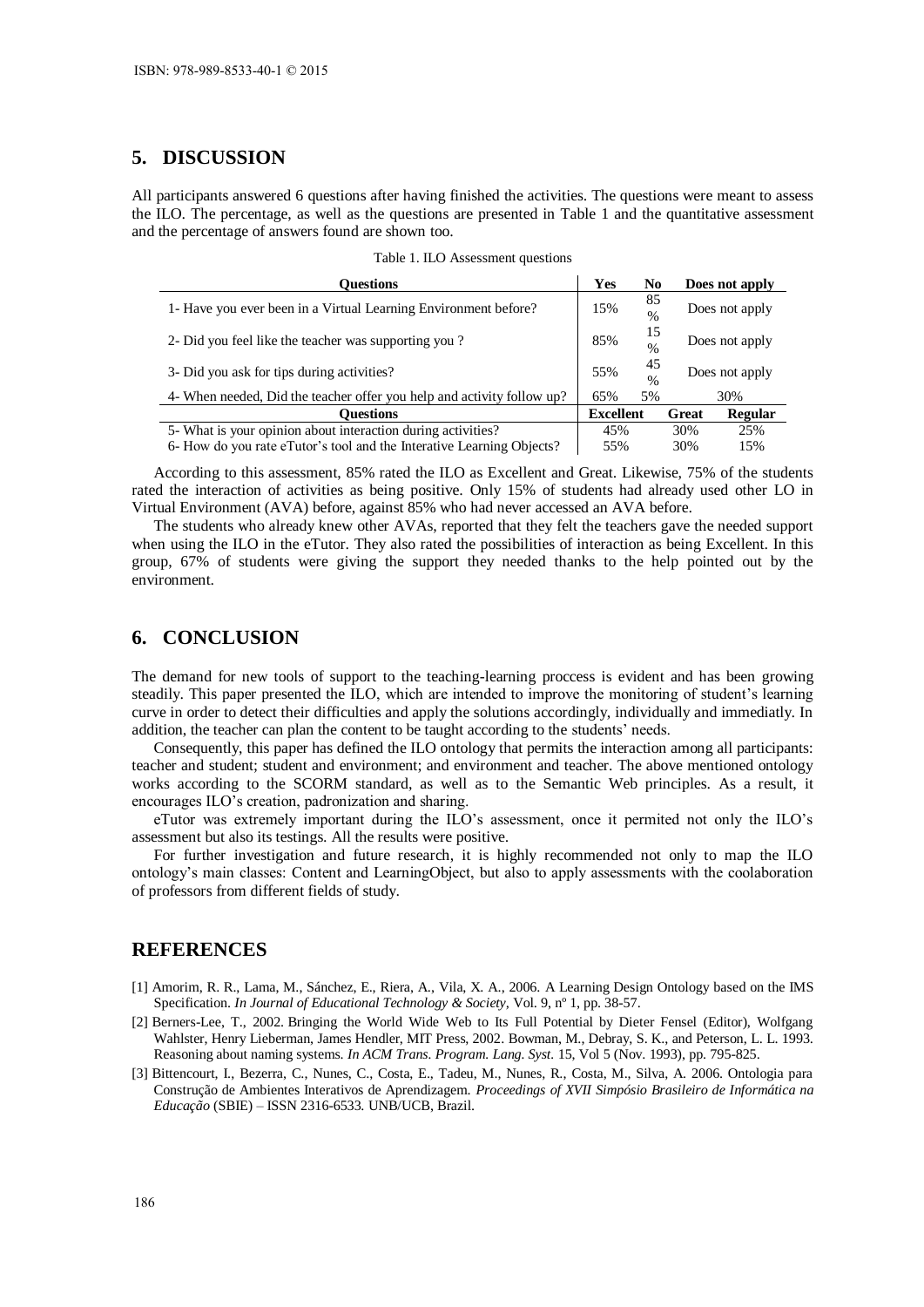## 5. DISCUSSION

All participants answered 6 questions after having finished the activities. The questions were meant to assess the ILO. The percentage, as well as the questions are presented in Table 1 and the quantitative assessment and the percentage of answers found are shown too.

Table 1. ILO Assessment questions

| Questions | Yes | No | Does not apply |
|---|---|---|---|
| 1- Have you ever been in a Virtual Learning Environment before? | 15% | 85 % | Does not apply |
| 2- Did you feel like the teacher was supporting you ? | 85% | 15 % | Does not apply |
| 3- Did you ask for tips during activities? | 55% | 45 % | Does not apply |
| 4- When needed, Did the teacher offer you help and activity follow up? | 65% | 5% | 30% |
| **Questions** | **Excellent** | **Great** | **Regular** |
| 5- What is your opinion about interaction during activities? | 45% | 30% | 25% |
| 6- How do you rate eTutor's tool and the Interative Learning Objects? | 55% | 30% | 15% |

According to this assessment, 85% rated the ILO as Excellent and Great. Likewise, 75% of the students rated the interaction of activities as being positive. Only 15% of students had already used other LO in Virtual Environment (AVA) before, against 85% who had never accessed an AVA before.

The students who already knew other AVAs, reported that they felt the teachers gave the needed support when using the ILO in the eTutor. They also rated the possibilities of interaction as being Excellent. In this group, 67% of students were giving the support they needed thanks to the help pointed out by the environment.

## 6. CONCLUSION

The demand for new tools of support to the teaching-learning proccess is evident and has been growing steadily. This paper presented the ILO, which are intended to improve the monitoring of student's learning curve in order to detect their difficulties and apply the solutions accordingly, individually and immediatly. In addition, the teacher can plan the content to be taught according to the students' needs.

Consequently, this paper has defined the ILO ontology that permits the interaction among all participants: teacher and student; student and environment; and environment and teacher. The above mentioned ontology works according to the SCORM standard, as well as to the Semantic Web principles. As a result, it encourages ILO's creation, padronization and sharing.

eTutor was extremely important during the ILO's assessment, once it permited not only the ILO's assessment but also its testings. All the results were positive.

For further investigation and future research, it is highly recommended not only to map the ILO ontology's main classes: Content and LearningObject, but also to apply assessments with the coolaboration of professors from different fields of study.

## REFERENCES

[1] Amorim, R. R., Lama, M., Sánchez, E., Riera, A., Vila, X. A., 2006. A Learning Design Ontology based on the IMS Specification. *In Journal of Educational Technology & Society*, Vol. 9, nº 1, pp. 38-57.

[2] Berners-Lee, T., 2002. Bringing the World Wide Web to Its Full Potential by Dieter Fensel (Editor), Wolfgang Wahlster, Henry Lieberman, James Hendler, MIT Press, 2002. Bowman, M., Debray, S. K., and Peterson, L. L. 1993. Reasoning about naming systems. *In ACM Trans. Program. Lang. Syst.* 15, Vol 5 (Nov. 1993), pp. 795-825.

[3] Bittencourt, I., Bezerra, C., Nunes, C., Costa, E., Tadeu, M., Nunes, R., Costa, M., Silva, A. 2006. Ontologia para Construção de Ambientes Interativos de Aprendizagem. *Proceedings of XVII Simpósio Brasileiro de Informática na Educação* (SBIE) – ISSN 2316-6533. UNB/UCB, Brazil.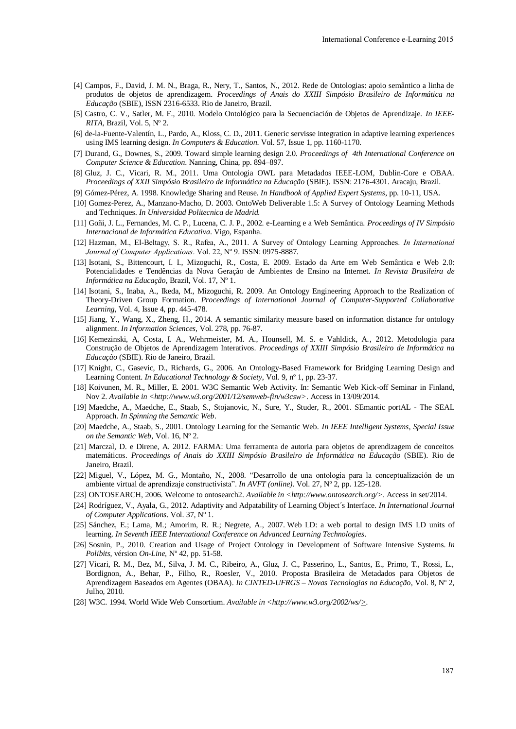[4] Campos, F., David, J. M. N., Braga, R., Nery, T., Santos, N., 2012. Rede de Ontologias: apoio semântico a linha de produtos de objetos de aprendizagem. *Proceedings of Anais do XXIII Simpósio Brasileiro de Informática na Educação* (SBIE), ISSN 2316-6533. Rio de Janeiro, Brazil.

[5] Castro, C. V., Satler, M. F., 2010. Modelo Ontológico para la Secuenciación de Objetos de Aprendizaje. *In IEEE-RITA*, Brazil, Vol. 5, Nº 2.

[6] de-la-Fuente-Valentín, L., Pardo, A., Kloss, C. D., 2011. Generic servisse integration in adaptive learning experiences using IMS learning design. *In Computers & Education*. Vol. 57, Issue 1, pp. 1160-1170.

[7] Durand, G., Downes, S., 2009. Toward simple learning design 2.0. *Proceedings of 4th International Conference on Computer Science & Education*. Nanning, China, pp. 894–897.

[8] Gluz, J. C., Vicari, R. M., 2011. Uma Ontologia OWL para Metadados IEEE-LOM, Dublin-Core e OBAA. *Proceedings of XXII Simpósio Brasileiro de Informática na Educação* (SBIE). ISSN: 2176-4301. Aracaju, Brazil.

[9] Gómez-Pérez, A. 1998. Knowledge Sharing and Reuse. *In Handbook of Applied Expert Systems*, pp. 10-11, USA.

[10] Gomez-Perez, A., Manzano-Macho, D. 2003. OntoWeb Deliverable 1.5: A Survey of Ontology Learning Methods and Techniques. *In Universidad Politecnica de Madrid.*

[11] Goñi, J. L., Fernandes, M. C. P., Lucena, C. J. P., 2002. e-Learning e a Web Semântica. *Proceedings of IV Simpósio Internacional de Informática Educativa*. Vigo, Espanha.

[12] Hazman, M., El-Beltagy, S. R., Rafea, A., 2011. A Survey of Ontology Learning Approaches. *In International Journal of Computer Applications*. Vol. 22, Nº 9. ISSN: 0975-8887.

[13] Isotani, S., Bittencourt, I. I., Mizoguchi, R., Costa, E. 2009. Estado da Arte em Web Semântica e Web 2.0: Potencialidades e Tendências da Nova Geração de Ambientes de Ensino na Internet. *In Revista Brasileira de Informática na Educação*, Brazil, Vol. 17, Nº 1.

[14] Isotani, S., Inaba, A., Ikeda, M., Mizoguchi, R. 2009. An Ontology Engineering Approach to the Realization of Theory-Driven Group Formation. *Proceedings of International Journal of Computer-Supported Collaborative Learning*, Vol. 4, Issue 4, pp. 445-478.

[15] Jiang, Y., Wang, X., Zheng, H., 2014. A semantic similarity measure based on information distance for ontology alignment. *In Information Sciences*, Vol. 278, pp. 76-87.

[16] Kemezinski, A, Costa, I. A., Wehrmeister, M. A., Hounsell, M. S. e Vahldick, A., 2012. Metodologia para Construção de Objetos de Aprendizagem Interativos. *Proceedings of XXIII Simpósio Brasileiro de Informática na Educação* (SBIE). Rio de Janeiro, Brazil.

[17] Knight, C., Gasevic, D., Richards, G., 2006. An Ontology-Based Framework for Bridging Learning Design and Learning Content. *In Educational Technology & Society*, Vol. 9, nº 1, pp. 23-37.

[18] Koivunen, M. R., Miller, E. 2001. W3C Semantic Web Activity. In: Semantic Web Kick-off Seminar in Finland, Nov 2. *Available in <http://www.w3.org/2001/12/semweb-fin/w3csw>*. Access in 13/09/2014.

[19] Maedche, A., Maedche, E., Staab, S., Stojanovic, N., Sure, Y., Studer, R., 2001. SEmantic portAL - The SEAL Approach. *In Spinning the Semantic Web*.

[20] Maedche, A., Staab, S., 2001. Ontology Learning for the Semantic Web. *In IEEE Intelligent Systems, Special Issue on the Semantic Web*, Vol. 16, Nº 2.

[21] Marczal, D. e Direne, A. 2012. FARMA: Uma ferramenta de autoria para objetos de aprendizagem de conceitos matemáticos. *Proceedings of Anais do XXIII Simpósio Brasileiro de Informática na Educação* (SBIE). Rio de Janeiro, Brazil.

[22] Miguel, V., López, M. G., Montaño, N., 2008. "Desarrollo de una ontología para la conceptualización de un ambiente virtual de aprendizaje constructivista". *In AVFT (online)*. Vol. 27, Nº 2, pp. 125-128.

[23] ONTOSEARCH, 2006. Welcome to ontosearch2. *Available in <http://www.ontosearch.org/>*. Access in set/2014.

[24] Rodríguez, V., Ayala, G., 2012. Adaptivity and Adpatability of Learning Object´s Interface. *In International Journal of Computer Applications*. Vol. 37, Nº 1.

[25] Sánchez, E.; Lama, M.; Amorim, R. R.; Negrete, A., 2007. Web LD: a web portal to design IMS LD units of learning. *In Seventh IEEE International Conference on Advanced Learning Technologies*.

[26] Sosnin, P., 2010. Creation and Usage of Project Ontology in Development of Software Intensive Systems. *In Polibits*, vérsion *On-Line*, Nº 42, pp. 51-58.

[27] Vicari, R. M., Bez, M., Silva, J. M. C., Ribeiro, A., Gluz, J. C., Passerino, L., Santos, E., Primo, T., Rossi, L., Bordignon, A., Behar, P., Filho, R., Roesler, V., 2010. Proposta Brasileira de Metadados para Objetos de Aprendizagem Baseados em Agentes (OBAA). *In CINTED-UFRGS – Novas Tecnologias na Educação*, Vol. 8, Nº 2, Julho, 2010.

[28] W3C. 1994. World Wide Web Consortium. *Available in <http://www.w3.org/2002/ws/>*.